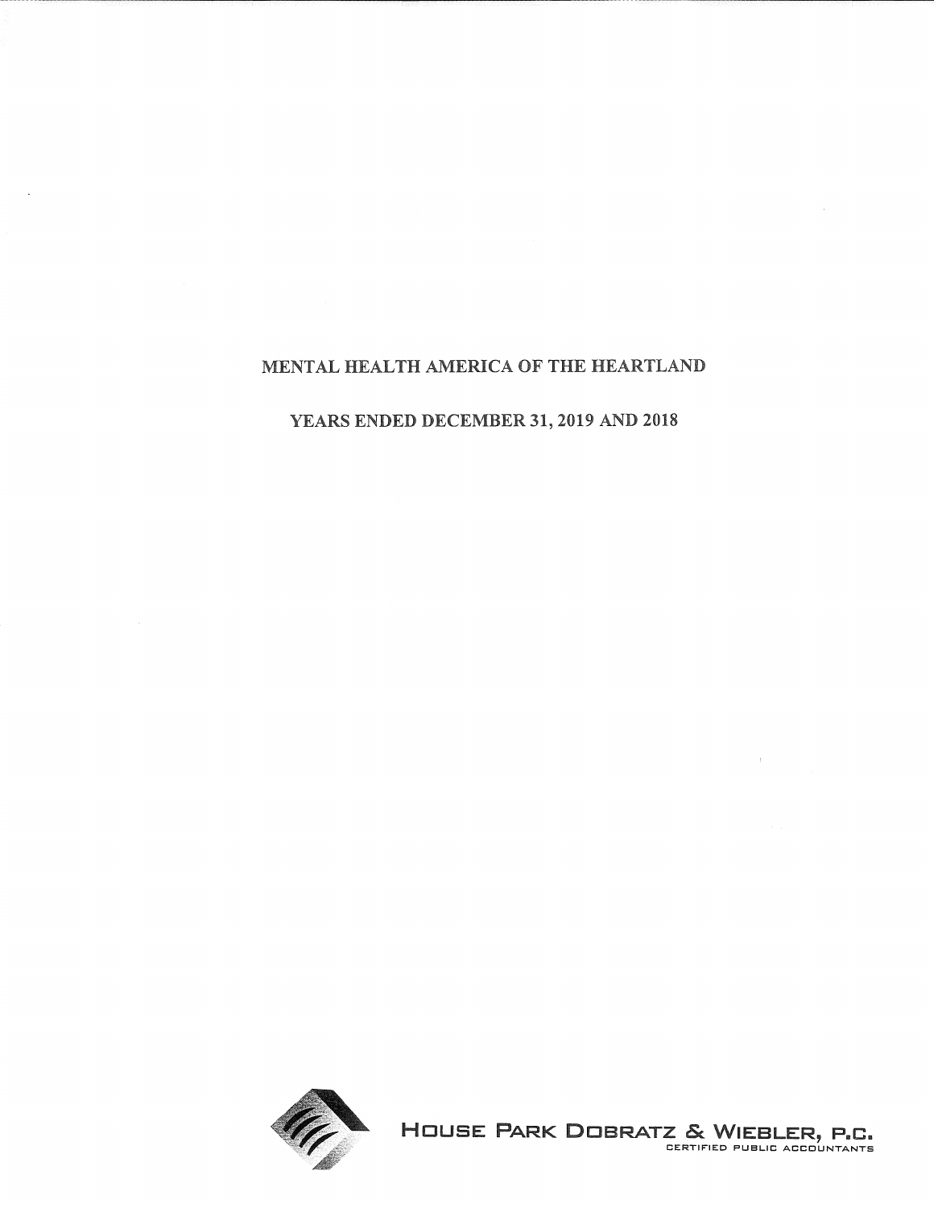# MENTAL HEALTH AMERICA OF THE HEARTLAND

## YEARS ENDED DECEMBER 31, 2019 AND 2018

HOUSE PARK DOBRATZ & WIEBLER, P.C.
CERTIFIED PUBLIC ACCOUNTANTS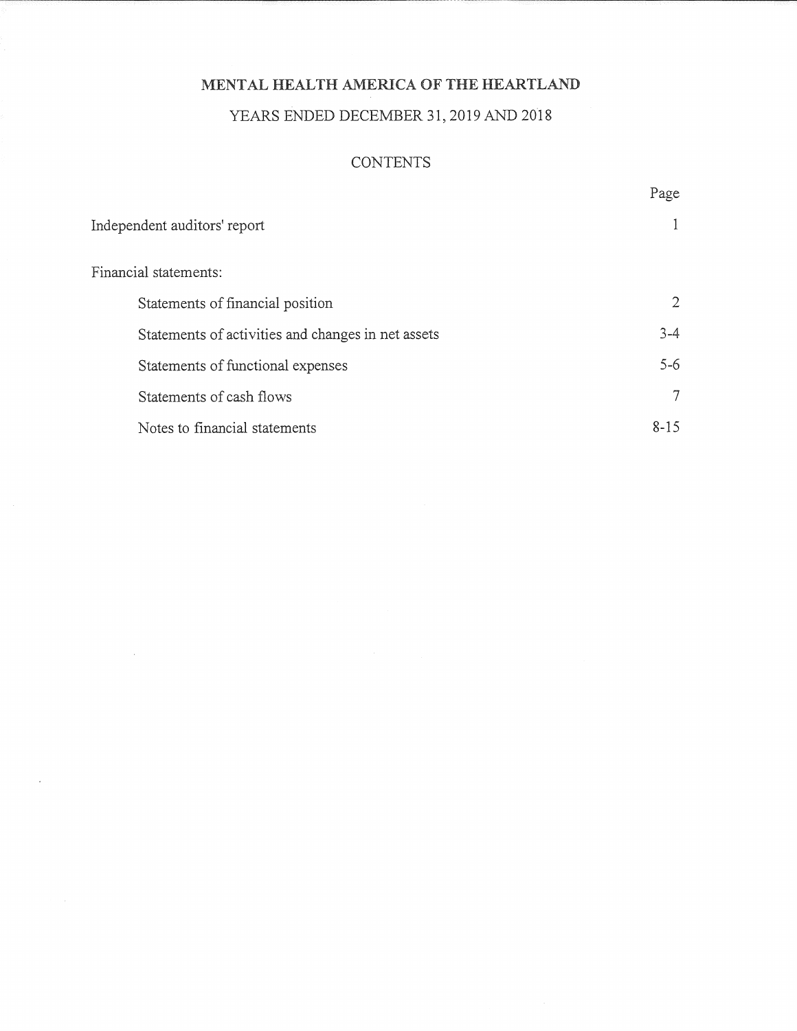# MENTAL HEALTH AMERICA OF THE HEARTLAND

## YEARS ENDED DECEMBER 31, 2019 AND 2018

### CONTENTS

| | Page |
|---|---|
| Independent auditors' report | 1 |
| Financial statements: | |
| Statements of financial position | 2 |
| Statements of activities and changes in net assets | 3-4 |
| Statements of functional expenses | 5-6 |
| Statements of cash flows | 7 |
| Notes to financial statements | 8-15 |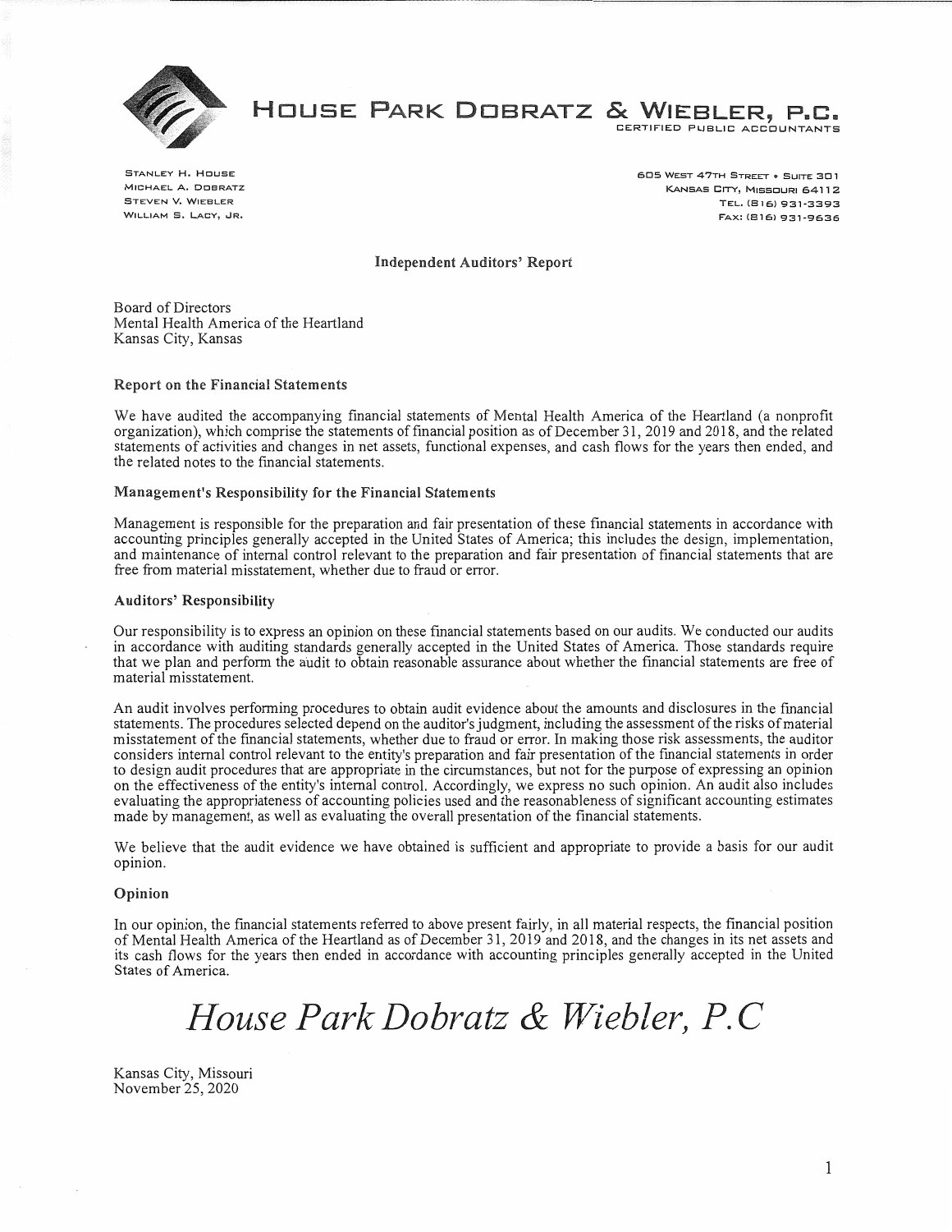# HOUSE PARK DOBRATZ & WIEBLER, P.C.

CERTIFIED PUBLIC ACCOUNTANTS

STANLEY H. HOUSE
MICHAEL A. DOBRATZ
STEVEN V. WIEBLER
WILLIAM S. LACY, JR.

605 WEST 47TH STREET • SUITE 301
KANSAS CITY, MISSOURI 64112
TEL. (816) 931-3393
FAX: (816) 931-9636

## Independent Auditors' Report

Board of Directors
Mental Health America of the Heartland
Kansas City, Kansas

### Report on the Financial Statements

We have audited the accompanying financial statements of Mental Health America of the Heartland (a nonprofit organization), which comprise the statements of financial position as of December 31, 2019 and 2018, and the related statements of activities and changes in net assets, functional expenses, and cash flows for the years then ended, and the related notes to the financial statements.

### Management's Responsibility for the Financial Statements

Management is responsible for the preparation and fair presentation of these financial statements in accordance with accounting principles generally accepted in the United States of America; this includes the design, implementation, and maintenance of internal control relevant to the preparation and fair presentation of financial statements that are free from material misstatement, whether due to fraud or error.

### Auditors' Responsibility

Our responsibility is to express an opinion on these financial statements based on our audits. We conducted our audits in accordance with auditing standards generally accepted in the United States of America. Those standards require that we plan and perform the audit to obtain reasonable assurance about whether the financial statements are free of material misstatement.

An audit involves performing procedures to obtain audit evidence about the amounts and disclosures in the financial statements. The procedures selected depend on the auditor's judgment, including the assessment of the risks of material misstatement of the financial statements, whether due to fraud or error. In making those risk assessments, the auditor considers internal control relevant to the entity's preparation and fair presentation of the financial statements in order to design audit procedures that are appropriate in the circumstances, but not for the purpose of expressing an opinion on the effectiveness of the entity's internal control. Accordingly, we express no such opinion. An audit also includes evaluating the appropriateness of accounting policies used and the reasonableness of significant accounting estimates made by management, as well as evaluating the overall presentation of the financial statements.

We believe that the audit evidence we have obtained is sufficient and appropriate to provide a basis for our audit opinion.

### Opinion

In our opinion, the financial statements referred to above present fairly, in all material respects, the financial position of Mental Health America of the Heartland as of December 31, 2019 and 2018, and the changes in its net assets and its cash flows for the years then ended in accordance with accounting principles generally accepted in the United States of America.

*House Park Dobratz & Wiebler, P.C*

Kansas City, Missouri
November 25, 2020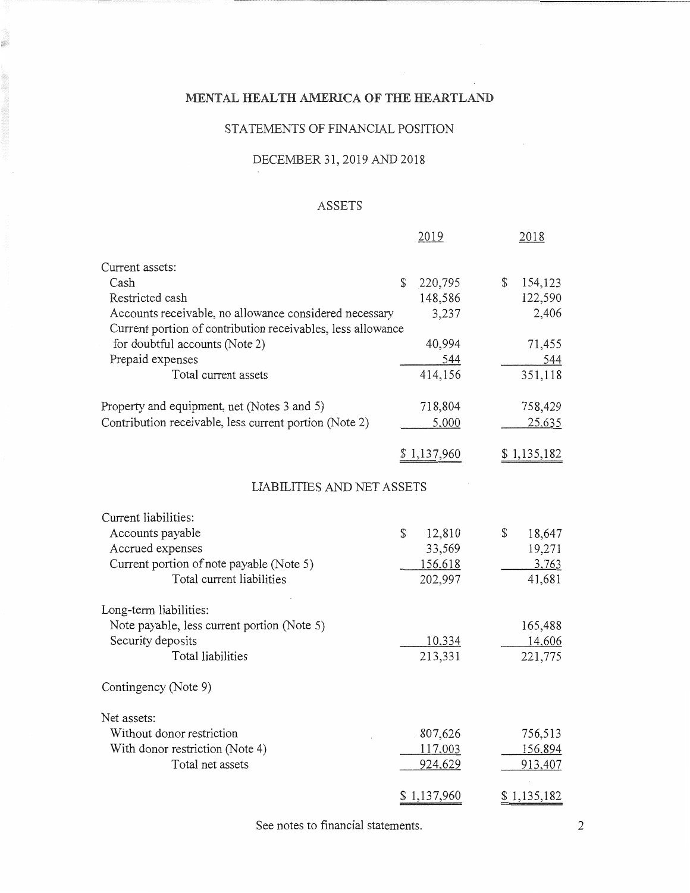# MENTAL HEALTH AMERICA OF THE HEARTLAND

## STATEMENTS OF FINANCIAL POSITION

### DECEMBER 31, 2019 AND 2018

#### ASSETS

| | 2019 | 2018 |
|---|---|---|
| Current assets: | | |
| Cash | $ 220,795 | $ 154,123 |
| Restricted cash | 148,586 | 122,590 |
| Accounts receivable, no allowance considered necessary | 3,237 | 2,406 |
| Current portion of contribution receivables, less allowance for doubtful accounts (Note 2) | 40,994 | 71,455 |
| Prepaid expenses | 544 | 544 |
| Total current assets | 414,156 | 351,118 |
| Property and equipment, net (Notes 3 and 5) | 718,804 | 758,429 |
| Contribution receivable, less current portion (Note 2) | 5,000 | 25,635 |
| | $ 1,137,960 | $ 1,135,182 |

#### LIABILITIES AND NET ASSETS

| | 2019 | 2018 |
|---|---|---|
| Current liabilities: | | |
| Accounts payable | $ 12,810 | $ 18,647 |
| Accrued expenses | 33,569 | 19,271 |
| Current portion of note payable (Note 5) | 156,618 | 3,763 |
| Total current liabilities | 202,997 | 41,681 |
| Long-term liabilities: | | |
| Note payable, less current portion (Note 5) | | 165,488 |
| Security deposits | 10,334 | 14,606 |
| Total liabilities | 213,331 | 221,775 |
| Contingency (Note 9) | | |
| Net assets: | | |
| Without donor restriction | 807,626 | 756,513 |
| With donor restriction (Note 4) | 117,003 | 156,894 |
| Total net assets | 924,629 | 913,407 |
| | $ 1,137,960 | $ 1,135,182 |

See notes to financial statements.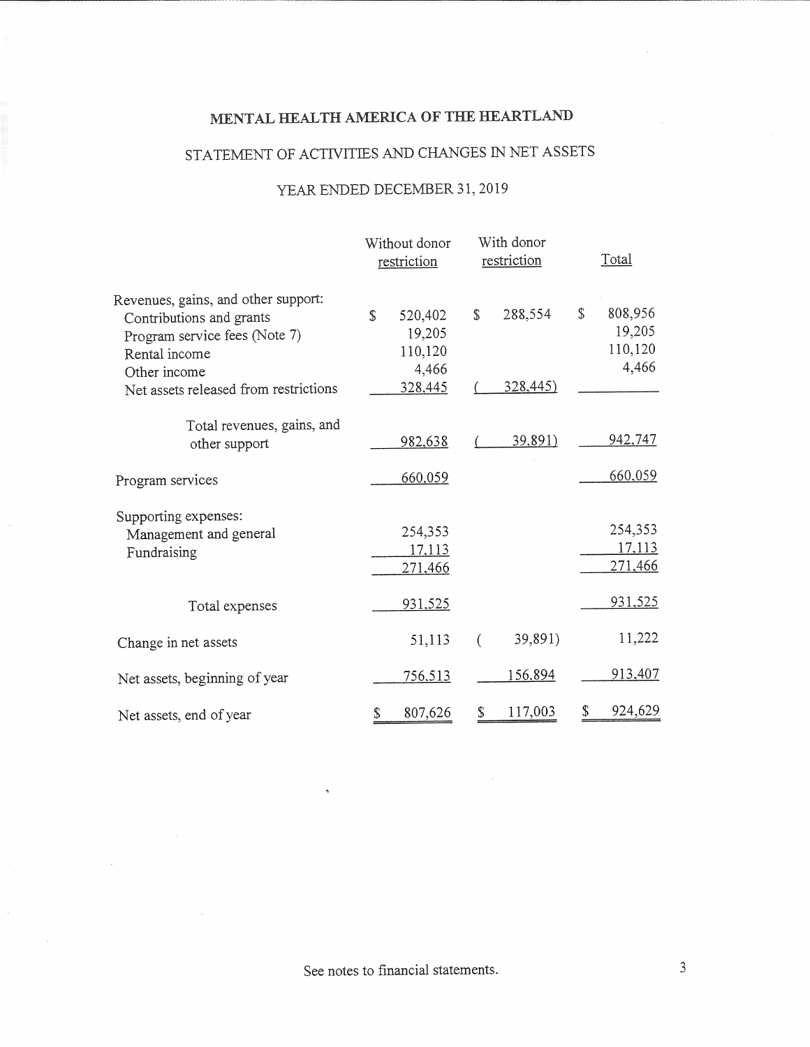# MENTAL HEALTH AMERICA OF THE HEARTLAND

## STATEMENT OF ACTIVITIES AND CHANGES IN NET ASSETS

### YEAR ENDED DECEMBER 31, 2019

| | Without donor restriction | With donor restriction | Total |
|---|---|---|---|
| Revenues, gains, and other support: | | | |
| Contributions and grants | $ 520,402 | $ 288,554 | $ 808,956 |
| Program service fees (Note 7) | 19,205 | | 19,205 |
| Rental income | 110,120 | | 110,120 |
| Other income | 4,466 | | 4,466 |
| Net assets released from restrictions | 328,445 | ( 328,445) | |
| Total revenues, gains, and other support | 982,638 | ( 39,891) | 942,747 |
| Program services | 660,059 | | 660,059 |
| Supporting expenses: | | | |
| Management and general | 254,353 | | 254,353 |
| Fundraising | 17,113 | | 17,113 |
| | 271,466 | | 271,466 |
| Total expenses | 931,525 | | 931,525 |
| Change in net assets | 51,113 | ( 39,891) | 11,222 |
| Net assets, beginning of year | 756,513 | 156,894 | 913,407 |
| Net assets, end of year | $ 807,626 | $ 117,003 | $ 924,629 |

See notes to financial statements.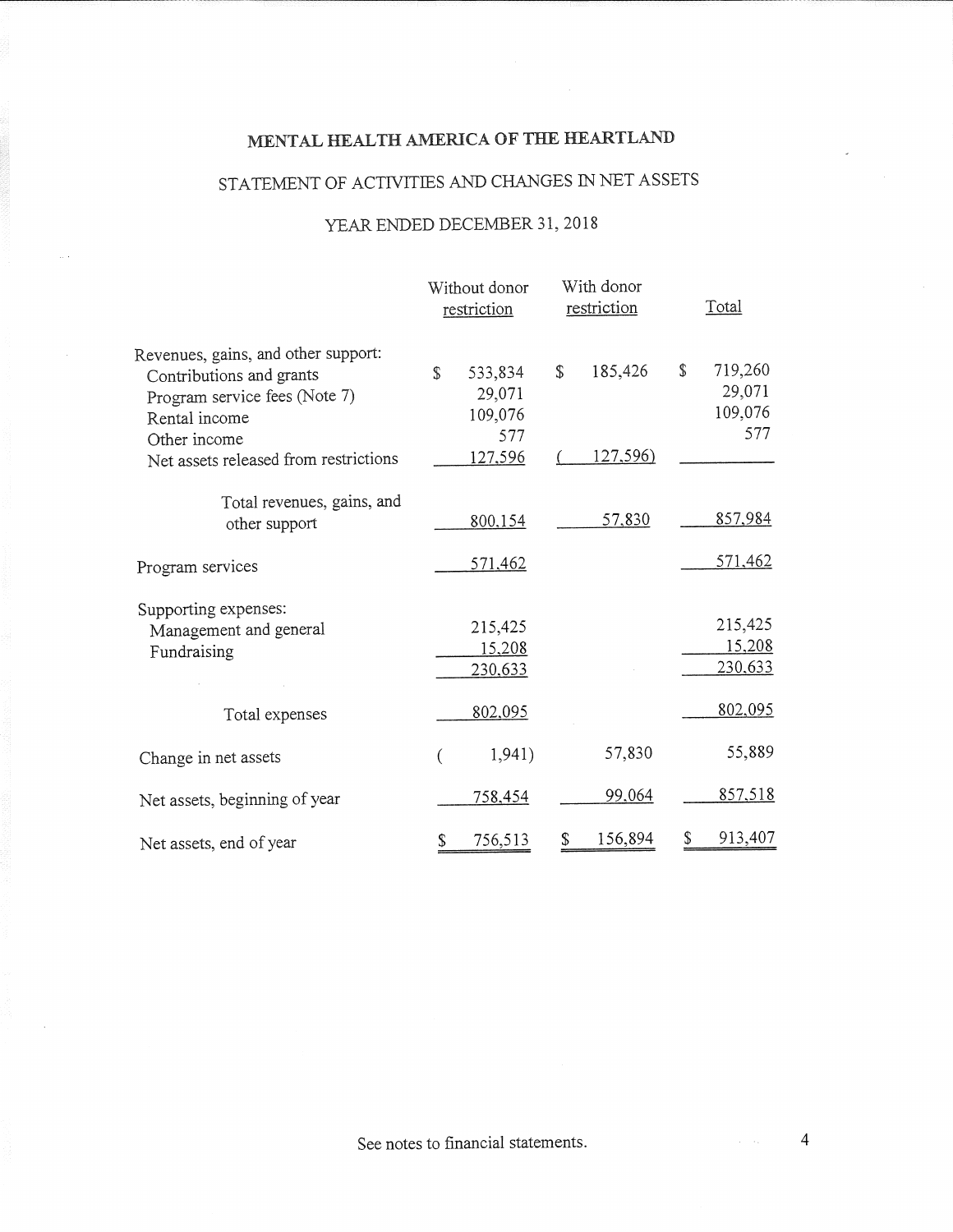# MENTAL HEALTH AMERICA OF THE HEARTLAND

## STATEMENT OF ACTIVITIES AND CHANGES IN NET ASSETS

### YEAR ENDED DECEMBER 31, 2018

| | Without donor restriction | With donor restriction | Total |
|---|---|---|---|
| Revenues, gains, and other support: | | | |
| Contributions and grants | $ 533,834 | $ 185,426 | $ 719,260 |
| Program service fees (Note 7) | 29,071 | | 29,071 |
| Rental income | 109,076 | | 109,076 |
| Other income | 577 | | 577 |
| Net assets released from restrictions | 127,596 | ( 127,596) | |
| Total revenues, gains, and other support | 800,154 | 57,830 | 857,984 |
| Program services | 571,462 | | 571,462 |
| Supporting expenses: | | | |
| Management and general | 215,425 | | 215,425 |
| Fundraising | 15,208 | | 15,208 |
| | 230,633 | | 230,633 |
| Total expenses | 802,095 | | 802,095 |
| Change in net assets | ( 1,941) | 57,830 | 55,889 |
| Net assets, beginning of year | 758,454 | 99,064 | 857,518 |
| Net assets, end of year | $ 756,513 | $ 156,894 | $ 913,407 |

See notes to financial statements.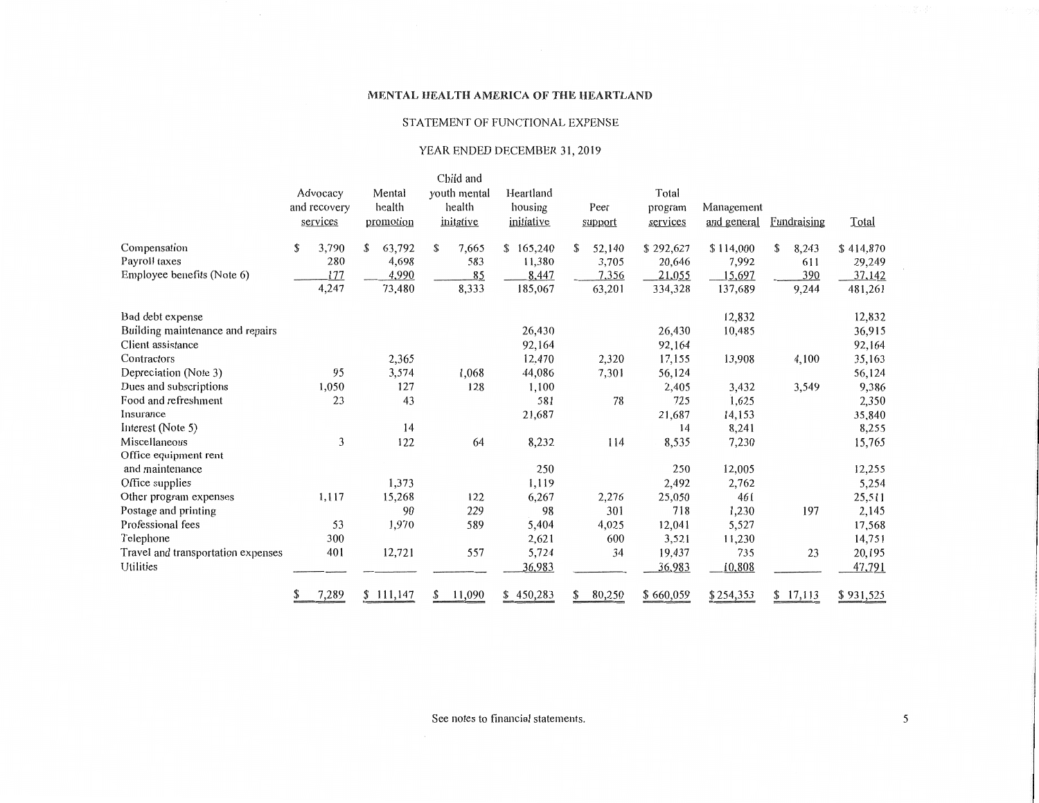# MENTAL HEALTH AMERICA OF THE HEARTLAND

## STATEMENT OF FUNCTIONAL EXPENSE

### YEAR ENDED DECEMBER 31, 2019

| | Advocacy and recovery services | Mental health promotion | Child and youth mental health initative | Heartland housing initiative | Peer support | Total program services | Management and general | Fundraising | Total |
|---|---|---|---|---|---|---|---|---|---|
| Compensation | $ 3,790 | $ 63,792 | $ 7,665 | $ 165,240 | $ 52,140 | $ 292,627 | $ 114,000 | $ 8,243 | $ 414,870 |
| Payroll taxes | 280 | 4,698 | 583 | 11,380 | 3,705 | 20,646 | 7,992 | 611 | 29,249 |
| Employee benefits (Note 6) | 177 | 4,990 | 85 | 8,447 | 7,356 | 21,055 | 15,697 | 390 | 37,142 |
| | 4,247 | 73,480 | 8,333 | 185,067 | 63,201 | 334,328 | 137,689 | 9,244 | 481,261 |
| Bad debt expense | | | | | | | 12,832 | | 12,832 |
| Building maintenance and repairs | | | | 26,430 | | 26,430 | 10,485 | | 36,915 |
| Client assistance | | | | 92,164 | | 92,164 | | | 92,164 |
| Contractors | | 2,365 | | 12,470 | 2,320 | 17,155 | 13,908 | 4,100 | 35,163 |
| Depreciation (Note 3) | 95 | 3,574 | 1,068 | 44,086 | 7,301 | 56,124 | | | 56,124 |
| Dues and subscriptions | 1,050 | 127 | 128 | 1,100 | | 2,405 | 3,432 | 3,549 | 9,386 |
| Food and refreshment | 23 | 43 | | 581 | 78 | 725 | 1,625 | | 2,350 |
| Insurance | | | | 21,687 | | 21,687 | 14,153 | | 35,840 |
| Interest (Note 5) | | 14 | | | | 14 | 8,241 | | 8,255 |
| Miscellaneous | 3 | 122 | 64 | 8,232 | 114 | 8,535 | 7,230 | | 15,765 |
| Office equipment rent and maintenance | | | | 250 | | 250 | 12,005 | | 12,255 |
| Office supplies | | 1,373 | | 1,119 | | 2,492 | 2,762 | | 5,254 |
| Other program expenses | 1,117 | 15,268 | 122 | 6,267 | 2,276 | 25,050 | 461 | | 25,511 |
| Postage and printing | | 90 | 229 | 98 | 301 | 718 | 1,230 | 197 | 2,145 |
| Professional fees | 53 | 1,970 | 589 | 5,404 | 4,025 | 12,041 | 5,527 | | 17,568 |
| Telephone | 300 | | | 2,621 | 600 | 3,521 | 11,230 | | 14,751 |
| Travel and transportation expenses | 401 | 12,721 | 557 | 5,724 | 34 | 19,437 | 735 | 23 | 20,195 |
| Utilities | | | | 36,983 | | 36,983 | 10,808 | | 47,791 |
| | $ 7,289 | $ 111,147 | $ 11,090 | $ 450,283 | $ 80,250 | $ 660,059 | $ 254,353 | $ 17,113 | $ 931,525 |

See notes to financial statements.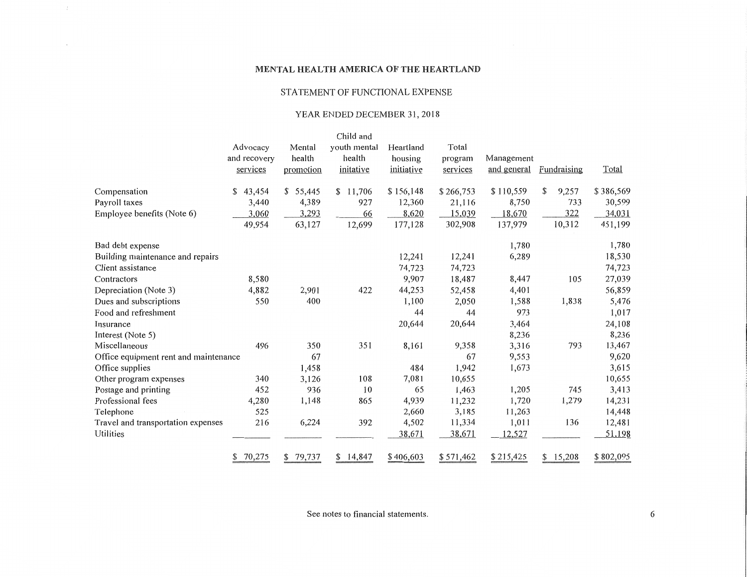# MENTAL HEALTH AMERICA OF THE HEARTLAND

## STATEMENT OF FUNCTIONAL EXPENSE

### YEAR ENDED DECEMBER 31, 2018

| | Advocacy and recovery services | Mental health promotion | Child and youth mental health initative | Heartland housing initiative | Total program services | Management and general | Fundraising | Total |
|---|---|---|---|---|---|---|---|---|
| Compensation | $ 43,454 | $ 55,445 | $ 11,706 | $ 156,148 | $ 266,753 | $ 110,559 | $ 9,257 | $ 386,569 |
| Payroll taxes | 3,440 | 4,389 | 927 | 12,360 | 21,116 | 8,750 | 733 | 30,599 |
| Employee benefits (Note 6) | 3,060 | 3,293 | 66 | 8,620 | 15,039 | 18,670 | 322 | 34,031 |
| | 49,954 | 63,127 | 12,699 | 177,128 | 302,908 | 137,979 | 10,312 | 451,199 |
| Bad debt expense | | | | | | 1,780 | | 1,780 |
| Building maintenance and repairs | | | | 12,241 | 12,241 | 6,289 | | 18,530 |
| Client assistance | | | | 74,723 | 74,723 | | | 74,723 |
| Contractors | 8,580 | | | 9,907 | 18,487 | 8,447 | 105 | 27,039 |
| Depreciation (Note 3) | 4,882 | 2,901 | 422 | 44,253 | 52,458 | 4,401 | | 56,859 |
| Dues and subscriptions | 550 | 400 | | 1,100 | 2,050 | 1,588 | 1,838 | 5,476 |
| Food and refreshment | | | | 44 | 44 | 973 | | 1,017 |
| Insurance | | | | 20,644 | 20,644 | 3,464 | | 24,108 |
| Interest (Note 5) | | | | | | 8,236 | | 8,236 |
| Miscellaneous | 496 | 350 | 351 | 8,161 | 9,358 | 3,316 | 793 | 13,467 |
| Office equipment rent and maintenance | | 67 | | | 67 | 9,553 | | 9,620 |
| Office supplies | | 1,458 | | 484 | 1,942 | 1,673 | | 3,615 |
| Other program expenses | 340 | 3,126 | 108 | 7,081 | 10,655 | | | 10,655 |
| Postage and printing | 452 | 936 | 10 | 65 | 1,463 | 1,205 | 745 | 3,413 |
| Professional fees | 4,280 | 1,148 | 865 | 4,939 | 11,232 | 1,720 | 1,279 | 14,231 |
| Telephone | 525 | | | 2,660 | 3,185 | 11,263 | | 14,448 |
| Travel and transportation expenses | 216 | 6,224 | 392 | 4,502 | 11,334 | 1,011 | 136 | 12,481 |
| Utilities | | | | 38,671 | 38,671 | 12,527 | | 51,198 |
| | $ 70,275 | $ 79,737 | $ 14,847 | $ 406,603 | $ 571,462 | $ 215,425 | $ 15,208 | $ 802,095 |

See notes to financial statements.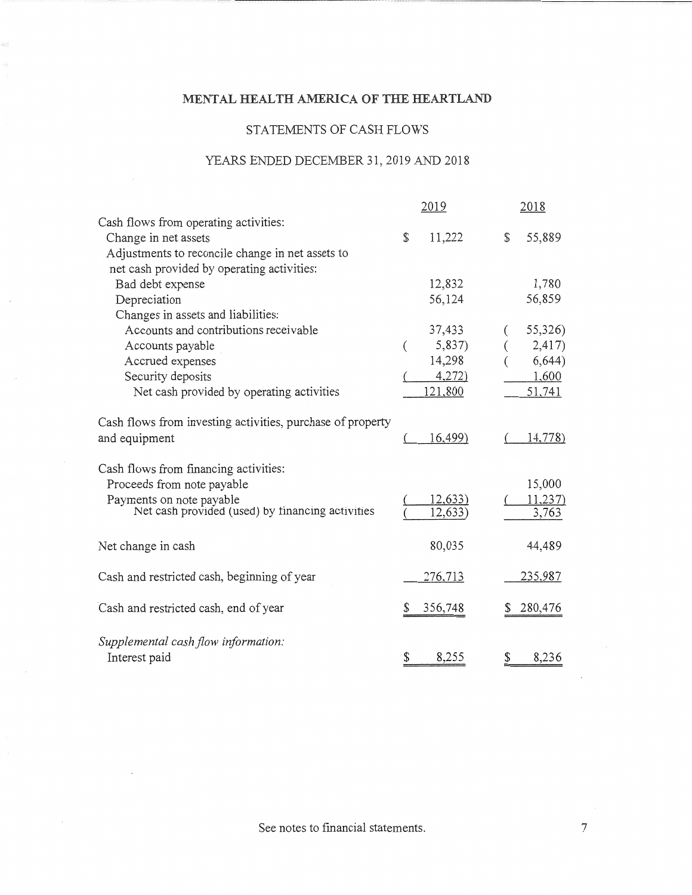# MENTAL HEALTH AMERICA OF THE HEARTLAND

## STATEMENTS OF CASH FLOWS

### YEARS ENDED DECEMBER 31, 2019 AND 2018

| | 2019 | 2018 |
|---|---|---|
| Cash flows from operating activities: | | |
| Change in net assets | $ 11,222 | $ 55,889 |
| Adjustments to reconcile change in net assets to net cash provided by operating activities: | | |
| Bad debt expense | 12,832 | 1,780 |
| Depreciation | 56,124 | 56,859 |
| Changes in assets and liabilities: | | |
| Accounts and contributions receivable | 37,433 | ( 55,326) |
| Accounts payable | ( 5,837) | ( 2,417) |
| Accrued expenses | 14,298 | ( 6,644) |
| Security deposits | ( 4,272) | 1,600 |
| Net cash provided by operating activities | 121,800 | 51,741 |
| Cash flows from investing activities, purchase of property and equipment | ( 16,499) | ( 14,778) |
| Cash flows from financing activities: | | |
| Proceeds from note payable | | 15,000 |
| Payments on note payable | ( 12,633) | ( 11,237) |
| Net cash provided (used) by financing activities | ( 12,633) | 3,763 |
| Net change in cash | 80,035 | 44,489 |
| Cash and restricted cash, beginning of year | 276,713 | 235,987 |
| Cash and restricted cash, end of year | $ 356,748 | $ 280,476 |
| *Supplemental cash flow information:* | | |
| Interest paid | $ 8,255 | $ 8,236 |

See notes to financial statements.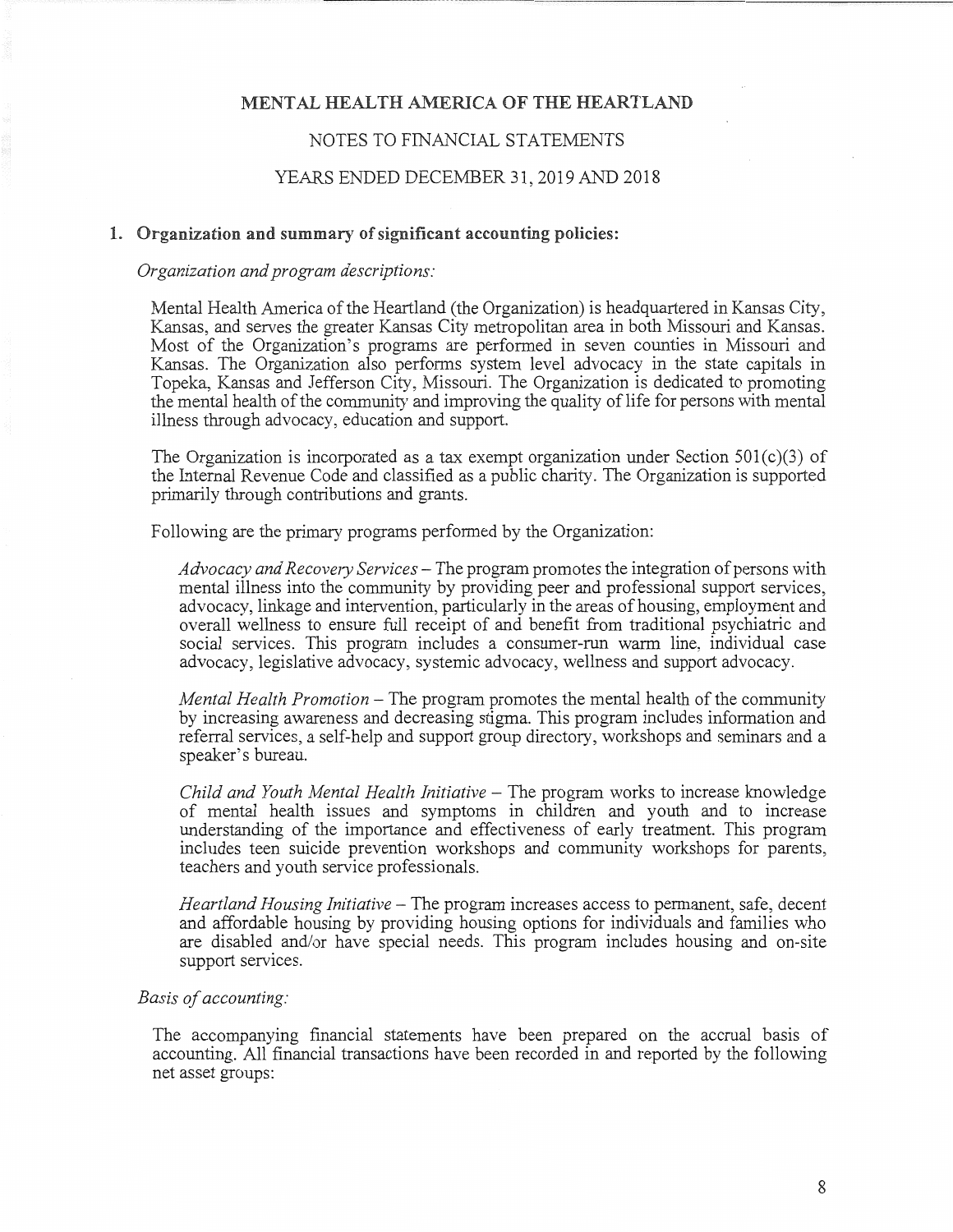# MENTAL HEALTH AMERICA OF THE HEARTLAND

## NOTES TO FINANCIAL STATEMENTS

## YEARS ENDED DECEMBER 31, 2019 AND 2018

### 1. Organization and summary of significant accounting policies:

*Organization and program descriptions:*

Mental Health America of the Heartland (the Organization) is headquartered in Kansas City, Kansas, and serves the greater Kansas City metropolitan area in both Missouri and Kansas. Most of the Organization's programs are performed in seven counties in Missouri and Kansas. The Organization also performs system level advocacy in the state capitals in Topeka, Kansas and Jefferson City, Missouri. The Organization is dedicated to promoting the mental health of the community and improving the quality of life for persons with mental illness through advocacy, education and support.

The Organization is incorporated as a tax exempt organization under Section 501(c)(3) of the Internal Revenue Code and classified as a public charity. The Organization is supported primarily through contributions and grants.

Following are the primary programs performed by the Organization:

*Advocacy and Recovery Services* – The program promotes the integration of persons with mental illness into the community by providing peer and professional support services, advocacy, linkage and intervention, particularly in the areas of housing, employment and overall wellness to ensure full receipt of and benefit from traditional psychiatric and social services. This program includes a consumer-run warm line, individual case advocacy, legislative advocacy, systemic advocacy, wellness and support advocacy.

*Mental Health Promotion* – The program promotes the mental health of the community by increasing awareness and decreasing stigma. This program includes information and referral services, a self-help and support group directory, workshops and seminars and a speaker's bureau.

*Child and Youth Mental Health Initiative* – The program works to increase knowledge of mental health issues and symptoms in children and youth and to increase understanding of the importance and effectiveness of early treatment. This program includes teen suicide prevention workshops and community workshops for parents, teachers and youth service professionals.

*Heartland Housing Initiative* – The program increases access to permanent, safe, decent and affordable housing by providing housing options for individuals and families who are disabled and/or have special needs. This program includes housing and on-site support services.

*Basis of accounting:*

The accompanying financial statements have been prepared on the accrual basis of accounting. All financial transactions have been recorded in and reported by the following net asset groups: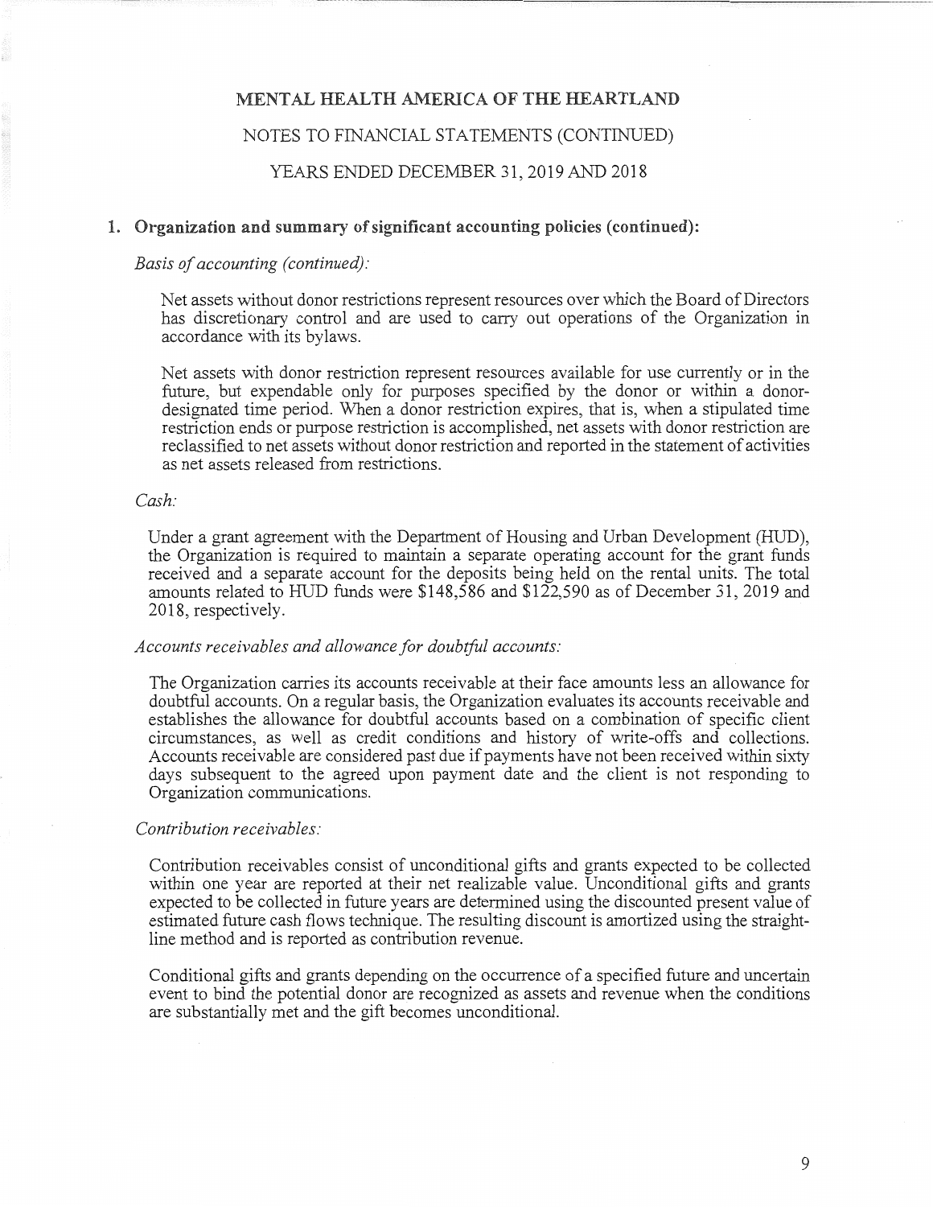# MENTAL HEALTH AMERICA OF THE HEARTLAND

## NOTES TO FINANCIAL STATEMENTS (CONTINUED)

## YEARS ENDED DECEMBER 31, 2019 AND 2018

### 1. Organization and summary of significant accounting policies (continued):

*Basis of accounting (continued):*

Net assets without donor restrictions represent resources over which the Board of Directors has discretionary control and are used to carry out operations of the Organization in accordance with its bylaws.

Net assets with donor restriction represent resources available for use currently or in the future, but expendable only for purposes specified by the donor or within a donor-designated time period. When a donor restriction expires, that is, when a stipulated time restriction ends or purpose restriction is accomplished, net assets with donor restriction are reclassified to net assets without donor restriction and reported in the statement of activities as net assets released from restrictions.

*Cash:*

Under a grant agreement with the Department of Housing and Urban Development (HUD), the Organization is required to maintain a separate operating account for the grant funds received and a separate account for the deposits being held on the rental units. The total amounts related to HUD funds were $148,586 and $122,590 as of December 31, 2019 and 2018, respectively.

*Accounts receivables and allowance for doubtful accounts:*

The Organization carries its accounts receivable at their face amounts less an allowance for doubtful accounts. On a regular basis, the Organization evaluates its accounts receivable and establishes the allowance for doubtful accounts based on a combination of specific client circumstances, as well as credit conditions and history of write-offs and collections. Accounts receivable are considered past due if payments have not been received within sixty days subsequent to the agreed upon payment date and the client is not responding to Organization communications.

*Contribution receivables:*

Contribution receivables consist of unconditional gifts and grants expected to be collected within one year are reported at their net realizable value. Unconditional gifts and grants expected to be collected in future years are determined using the discounted present value of estimated future cash flows technique. The resulting discount is amortized using the straight-line method and is reported as contribution revenue.

Conditional gifts and grants depending on the occurrence of a specified future and uncertain event to bind the potential donor are recognized as assets and revenue when the conditions are substantially met and the gift becomes unconditional.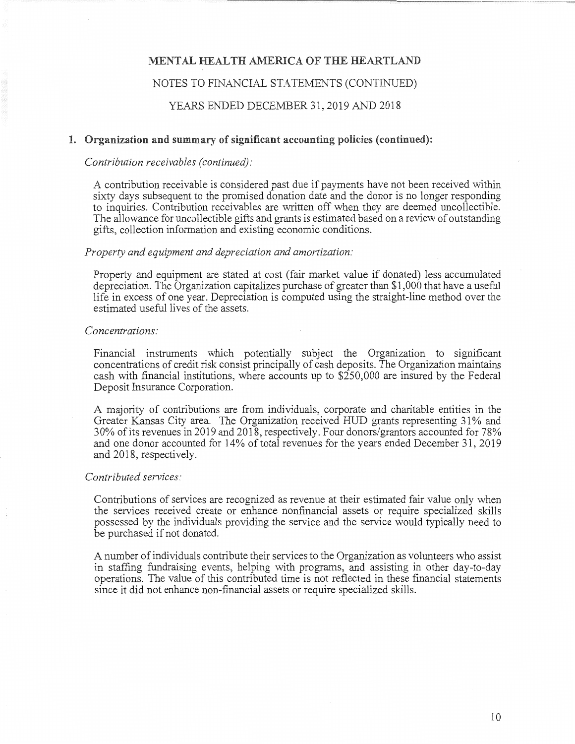# MENTAL HEALTH AMERICA OF THE HEARTLAND

NOTES TO FINANCIAL STATEMENTS (CONTINUED)

YEARS ENDED DECEMBER 31, 2019 AND 2018

## 1. Organization and summary of significant accounting policies (continued):

*Contribution receivables (continued):*

A contribution receivable is considered past due if payments have not been received within sixty days subsequent to the promised donation date and the donor is no longer responding to inquiries. Contribution receivables are written off when they are deemed uncollectible. The allowance for uncollectible gifts and grants is estimated based on a review of outstanding gifts, collection information and existing economic conditions.

*Property and equipment and depreciation and amortization:*

Property and equipment are stated at cost (fair market value if donated) less accumulated depreciation. The Organization capitalizes purchase of greater than $1,000 that have a useful life in excess of one year. Depreciation is computed using the straight-line method over the estimated useful lives of the assets.

*Concentrations:*

Financial instruments which potentially subject the Organization to significant concentrations of credit risk consist principally of cash deposits. The Organization maintains cash with financial institutions, where accounts up to $250,000 are insured by the Federal Deposit Insurance Corporation.

A majority of contributions are from individuals, corporate and charitable entities in the Greater Kansas City area. The Organization received HUD grants representing 31% and 30% of its revenues in 2019 and 2018, respectively. Four donors/grantors accounted for 78% and one donor accounted for 14% of total revenues for the years ended December 31, 2019 and 2018, respectively.

*Contributed services:*

Contributions of services are recognized as revenue at their estimated fair value only when the services received create or enhance nonfinancial assets or require specialized skills possessed by the individuals providing the service and the service would typically need to be purchased if not donated.

A number of individuals contribute their services to the Organization as volunteers who assist in staffing fundraising events, helping with programs, and assisting in other day-to-day operations. The value of this contributed time is not reflected in these financial statements since it did not enhance non-financial assets or require specialized skills.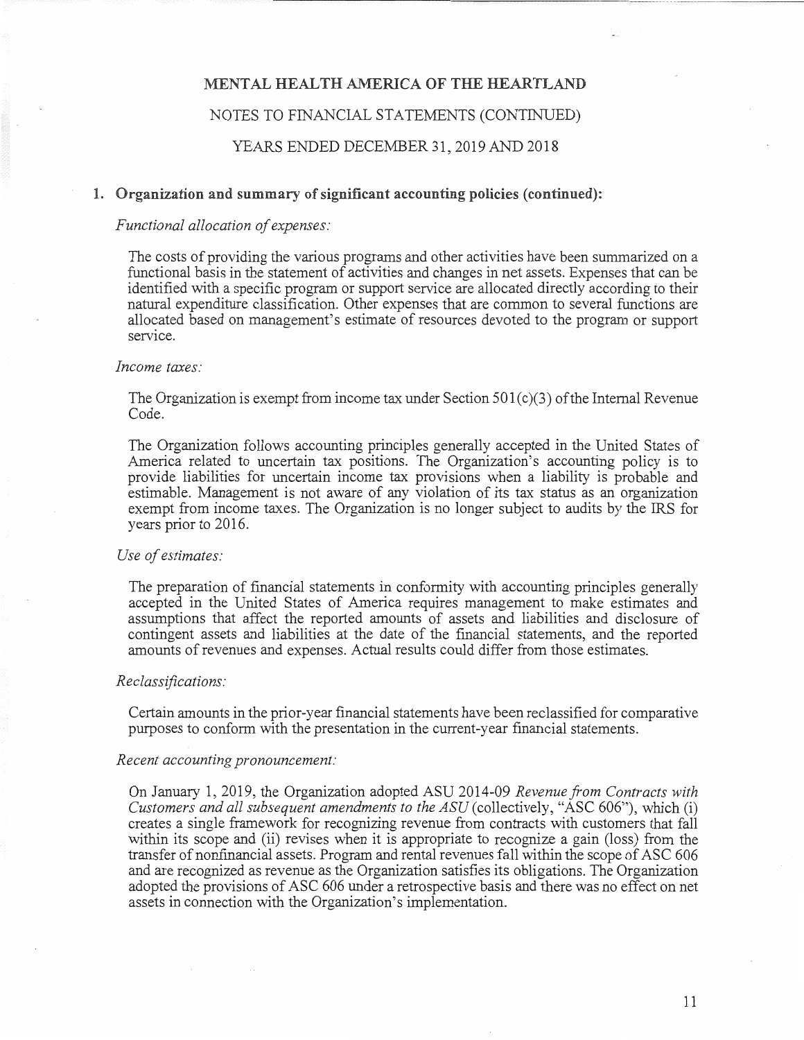# MENTAL HEALTH AMERICA OF THE HEARTLAND

## NOTES TO FINANCIAL STATEMENTS (CONTINUED)

## YEARS ENDED DECEMBER 31, 2019 AND 2018

### 1. Organization and summary of significant accounting policies (continued):

*Functional allocation of expenses:*

The costs of providing the various programs and other activities have been summarized on a functional basis in the statement of activities and changes in net assets. Expenses that can be identified with a specific program or support service are allocated directly according to their natural expenditure classification. Other expenses that are common to several functions are allocated based on management's estimate of resources devoted to the program or support service.

*Income taxes:*

The Organization is exempt from income tax under Section 501(c)(3) of the Internal Revenue Code.

The Organization follows accounting principles generally accepted in the United States of America related to uncertain tax positions. The Organization's accounting policy is to provide liabilities for uncertain income tax provisions when a liability is probable and estimable. Management is not aware of any violation of its tax status as an organization exempt from income taxes. The Organization is no longer subject to audits by the IRS for years prior to 2016.

*Use of estimates:*

The preparation of financial statements in conformity with accounting principles generally accepted in the United States of America requires management to make estimates and assumptions that affect the reported amounts of assets and liabilities and disclosure of contingent assets and liabilities at the date of the financial statements, and the reported amounts of revenues and expenses. Actual results could differ from those estimates.

*Reclassifications:*

Certain amounts in the prior-year financial statements have been reclassified for comparative purposes to conform with the presentation in the current-year financial statements.

*Recent accounting pronouncement:*

On January 1, 2019, the Organization adopted ASU 2014-09 *Revenue from Contracts with Customers and all subsequent amendments to the ASU* (collectively, "ASC 606"), which (i) creates a single framework for recognizing revenue from contracts with customers that fall within its scope and (ii) revises when it is appropriate to recognize a gain (loss) from the transfer of nonfinancial assets. Program and rental revenues fall within the scope of ASC 606 and are recognized as revenue as the Organization satisfies its obligations. The Organization adopted the provisions of ASC 606 under a retrospective basis and there was no effect on net assets in connection with the Organization's implementation.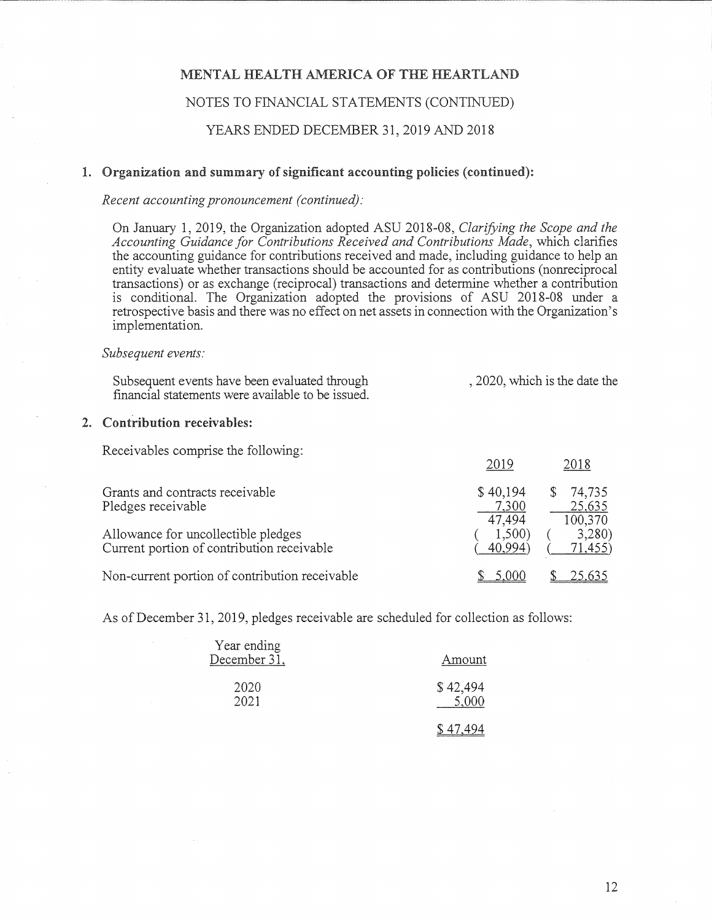# MENTAL HEALTH AMERICA OF THE HEARTLAND

## NOTES TO FINANCIAL STATEMENTS (CONTINUED)

## YEARS ENDED DECEMBER 31, 2019 AND 2018

### 1. Organization and summary of significant accounting policies (continued):

*Recent accounting pronouncement (continued):*

On January 1, 2019, the Organization adopted ASU 2018-08, *Clarifying the Scope and the Accounting Guidance for Contributions Received and Contributions Made*, which clarifies the accounting guidance for contributions received and made, including guidance to help an entity evaluate whether transactions should be accounted for as contributions (nonreciprocal transactions) or as exchange (reciprocal) transactions and determine whether a contribution is conditional. The Organization adopted the provisions of ASU 2018-08 under a retrospective basis and there was no effect on net assets in connection with the Organization's implementation.

*Subsequent events:*

Subsequent events have been evaluated through , 2020, which is the date the financial statements were available to be issued.

### 2. Contribution receivables:

Receivables comprise the following:

| | 2019 | 2018 |
|---|---|---|
| Grants and contracts receivable | $ 40,194 | $ 74,735 |
| Pledges receivable | 7,300 | 25,635 |
| | 47,494 | 100,370 |
| Allowance for uncollectible pledges | ( 1,500) | ( 3,280) |
| Current portion of contribution receivable | ( 40,994) | ( 71,455) |
| Non-current portion of contribution receivable | $ 5,000 | $ 25,635 |

As of December 31, 2019, pledges receivable are scheduled for collection as follows:

| Year ending December 31, | Amount |
|---|---|
| 2020 | $ 42,494 |
| 2021 | 5,000 |
| | $ 47,494 |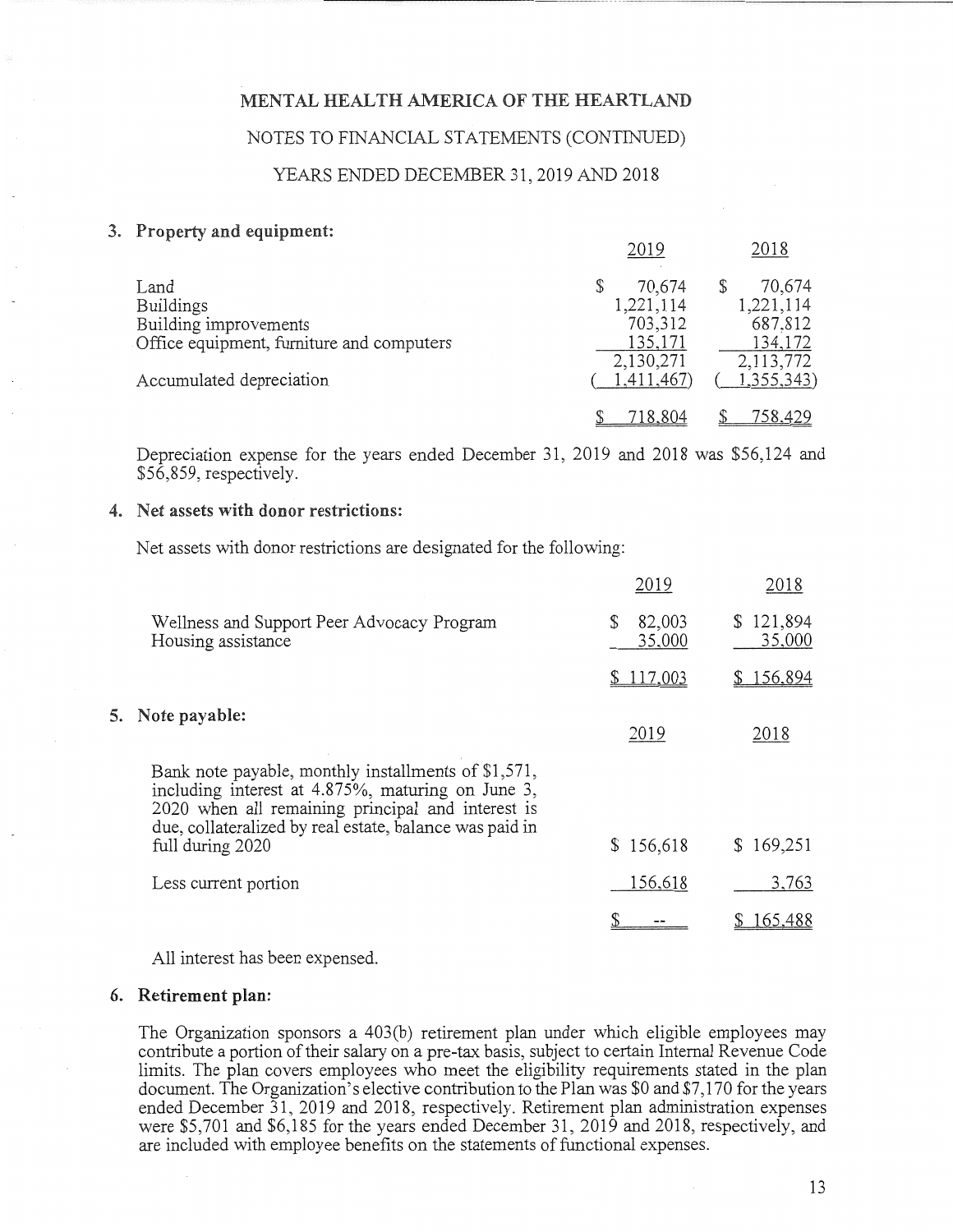# MENTAL HEALTH AMERICA OF THE HEARTLAND

## NOTES TO FINANCIAL STATEMENTS (CONTINUED)

## YEARS ENDED DECEMBER 31, 2019 AND 2018

### 3. Property and equipment:

| | 2019 | 2018 |
|---|---|---|
| Land | $ 70,674 | $ 70,674 |
| Buildings | 1,221,114 | 1,221,114 |
| Building improvements | 703,312 | 687,812 |
| Office equipment, furniture and computers | 135,171 | 134,172 |
| | 2,130,271 | 2,113,772 |
| Accumulated depreciation | ( 1,411,467) | ( 1,355,343) |
| | $ 718,804 | $ 758,429 |

Depreciation expense for the years ended December 31, 2019 and 2018 was $56,124 and $56,859, respectively.

### 4. Net assets with donor restrictions:

Net assets with donor restrictions are designated for the following:

| | 2019 | 2018 |
|---|---|---|
| Wellness and Support Peer Advocacy Program | $ 82,003 | $ 121,894 |
| Housing assistance | 35,000 | 35,000 |
| | $ 117,003 | $ 156,894 |

### 5. Note payable:

| | 2019 | 2018 |
|---|---|---|
| Bank note payable, monthly installments of $1,571, including interest at 4.875%, maturing on June 3, 2020 when all remaining principal and interest is due, collateralized by real estate, balance was paid in full during 2020 | $ 156,618 | $ 169,251 |
| Less current portion | 156,618 | 3,763 |
| | $ -- | $ 165,488 |

All interest has been expensed.

### 6. Retirement plan:

The Organization sponsors a 403(b) retirement plan under which eligible employees may contribute a portion of their salary on a pre-tax basis, subject to certain Internal Revenue Code limits. The plan covers employees who meet the eligibility requirements stated in the plan document. The Organization's elective contribution to the Plan was $0 and $7,170 for the years ended December 31, 2019 and 2018, respectively. Retirement plan administration expenses were $5,701 and $6,185 for the years ended December 31, 2019 and 2018, respectively, and are included with employee benefits on the statements of functional expenses.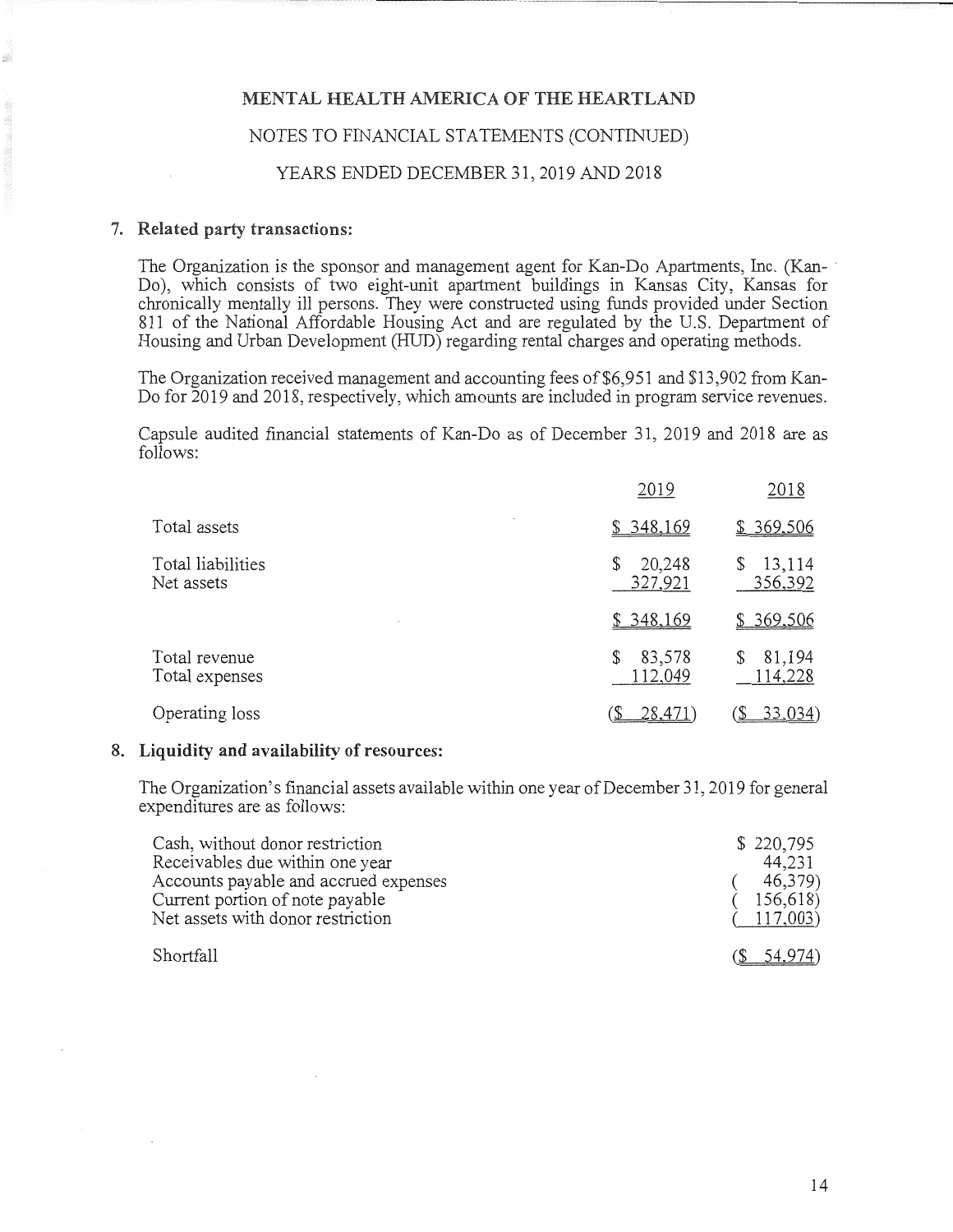# MENTAL HEALTH AMERICA OF THE HEARTLAND

## NOTES TO FINANCIAL STATEMENTS (CONTINUED)

## YEARS ENDED DECEMBER 31, 2019 AND 2018

### 7. Related party transactions:

The Organization is the sponsor and management agent for Kan-Do Apartments, Inc. (Kan-Do), which consists of two eight-unit apartment buildings in Kansas City, Kansas for chronically mentally ill persons. They were constructed using funds provided under Section 811 of the National Affordable Housing Act and are regulated by the U.S. Department of Housing and Urban Development (HUD) regarding rental charges and operating methods.

The Organization received management and accounting fees of $6,951 and $13,902 from Kan-Do for 2019 and 2018, respectively, which amounts are included in program service revenues.

Capsule audited financial statements of Kan-Do as of December 31, 2019 and 2018 are as follows:

| | 2019 | 2018 |
|---|---|---|
| Total assets | $ 348,169 | $ 369,506 |
| Total liabilities | $ 20,248 | $ 13,114 |
| Net assets | 327,921 | 356,392 |
| | $ 348,169 | $ 369,506 |
| Total revenue | $ 83,578 | $ 81,194 |
| Total expenses | 112,049 | 114,228 |
| Operating loss | ($ 28,471) | ($ 33,034) |

### 8. Liquidity and availability of resources:

The Organization's financial assets available within one year of December 31, 2019 for general expenditures are as follows:

| | |
|---|---|
| Cash, without donor restriction | $ 220,795 |
| Receivables due within one year | 44,231 |
| Accounts payable and accrued expenses | ( 46,379) |
| Current portion of note payable | ( 156,618) |
| Net assets with donor restriction | ( 117,003) |
| Shortfall | ($ 54,974) |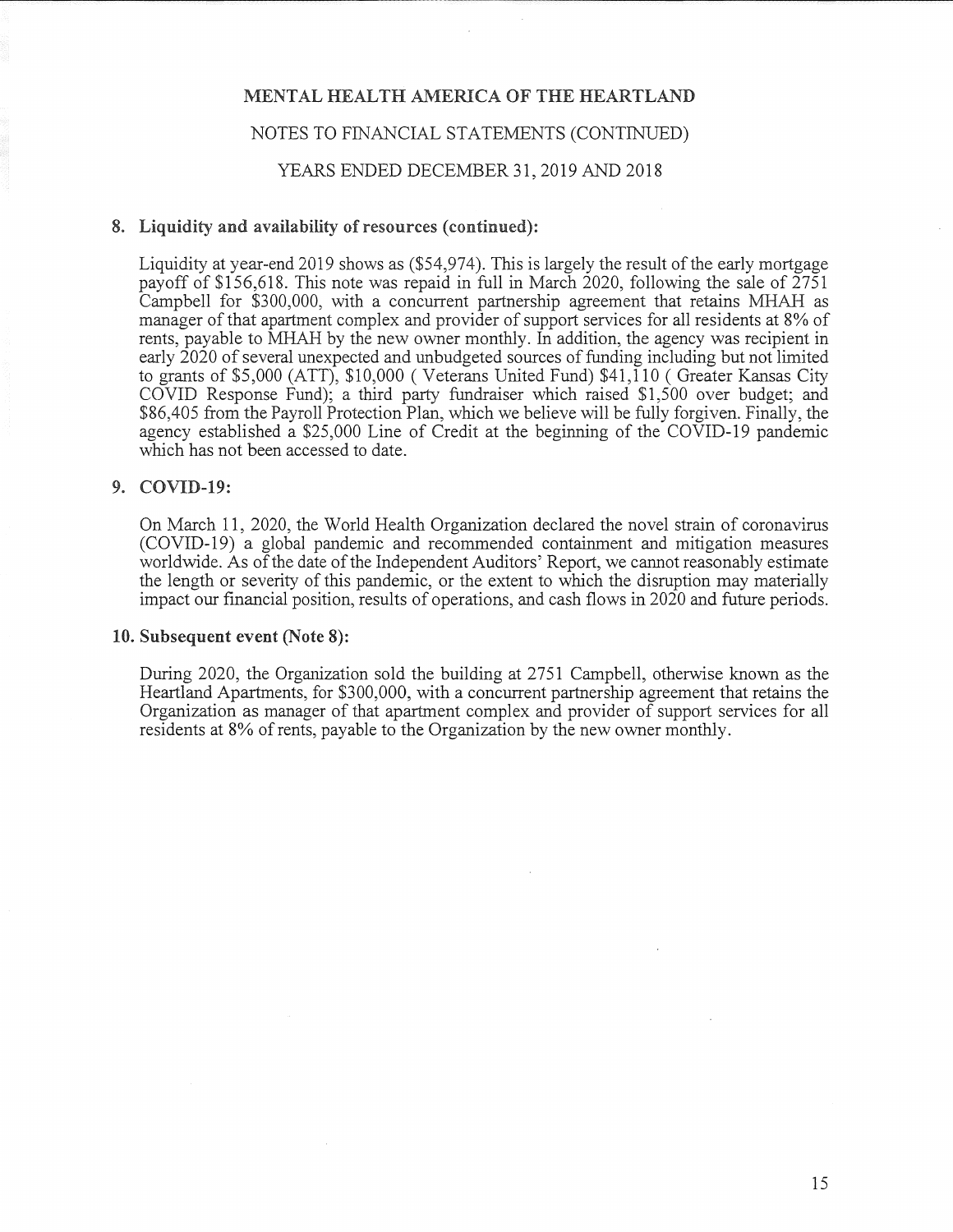# MENTAL HEALTH AMERICA OF THE HEARTLAND

NOTES TO FINANCIAL STATEMENTS (CONTINUED)

YEARS ENDED DECEMBER 31, 2019 AND 2018

## 8. Liquidity and availability of resources (continued):

Liquidity at year-end 2019 shows as ($54,974). This is largely the result of the early mortgage payoff of $156,618. This note was repaid in full in March 2020, following the sale of 2751 Campbell for $300,000, with a concurrent partnership agreement that retains MHAH as manager of that apartment complex and provider of support services for all residents at 8% of rents, payable to MHAH by the new owner monthly. In addition, the agency was recipient in early 2020 of several unexpected and unbudgeted sources of funding including but not limited to grants of $5,000 (ATT), $10,000 ( Veterans United Fund) $41,110 ( Greater Kansas City COVID Response Fund); a third party fundraiser which raised $1,500 over budget; and $86,405 from the Payroll Protection Plan, which we believe will be fully forgiven. Finally, the agency established a $25,000 Line of Credit at the beginning of the COVID-19 pandemic which has not been accessed to date.

## 9. COVID-19:

On March 11, 2020, the World Health Organization declared the novel strain of coronavirus (COVID-19) a global pandemic and recommended containment and mitigation measures worldwide. As of the date of the Independent Auditors' Report, we cannot reasonably estimate the length or severity of this pandemic, or the extent to which the disruption may materially impact our financial position, results of operations, and cash flows in 2020 and future periods.

## 10. Subsequent event (Note 8):

During 2020, the Organization sold the building at 2751 Campbell, otherwise known as the Heartland Apartments, for $300,000, with a concurrent partnership agreement that retains the Organization as manager of that apartment complex and provider of support services for all residents at 8% of rents, payable to the Organization by the new owner monthly.